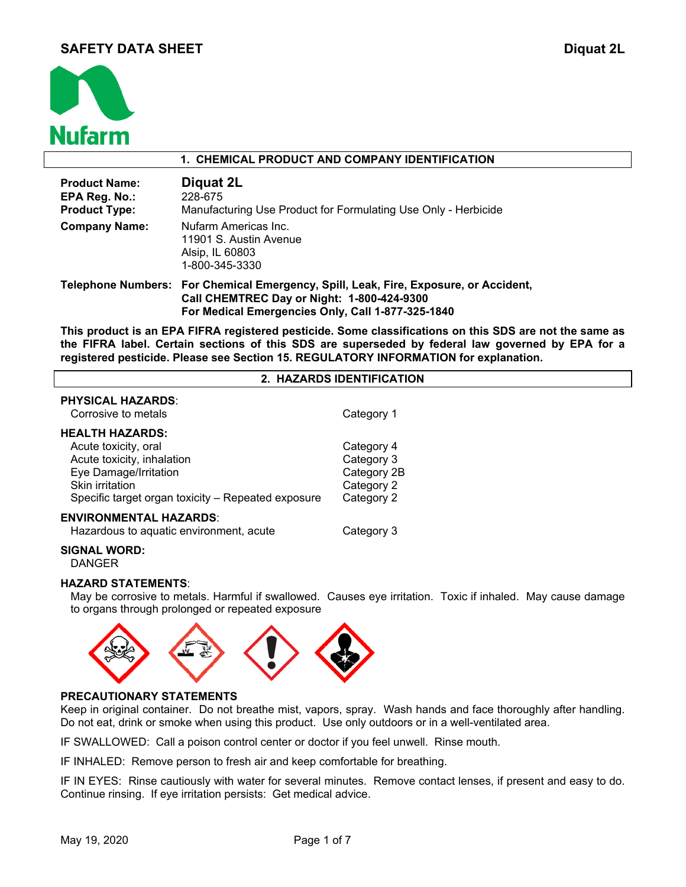# SAFETY DATA SHEET

**Diquat 2L**

Nufarm

## 1. CHEMICAL PRODUCT AND COMPANY IDENTIFICATION

| | |
|---|---|
| **Product Name:** | **Diquat 2L** |
| **EPA Reg. No.:** | 228-675 |
| **Product Type:** | Manufacturing Use Product for Formulating Use Only - Herbicide |
| **Company Name:** | Nufarm Americas Inc.<br>11901 S. Austin Avenue<br>Alsip, IL 60803<br>1-800-345-3330 |
| **Telephone Numbers:** | **For Chemical Emergency, Spill, Leak, Fire, Exposure, or Accident, Call CHEMTREC Day or Night: 1-800-424-9300**<br>**For Medical Emergencies Only, Call 1-877-325-1840** |

**This product is an EPA FIFRA registered pesticide. Some classifications on this SDS are not the same as the FIFRA label. Certain sections of this SDS are superseded by federal law governed by EPA for a registered pesticide. Please see Section 15. REGULATORY INFORMATION for explanation.**

## 2. HAZARDS IDENTIFICATION

**PHYSICAL HAZARDS**:

| | |
|---|---|
| Corrosive to metals | Category 1 |

**HEALTH HAZARDS:**

| | |
|---|---|
| Acute toxicity, oral | Category 4 |
| Acute toxicity, inhalation | Category 3 |
| Eye Damage/Irritation | Category 2B |
| Skin irritation | Category 2 |
| Specific target organ toxicity – Repeated exposure | Category 2 |

**ENVIRONMENTAL HAZARDS**:

| | |
|---|---|
| Hazardous to aquatic environment, acute | Category 3 |

**SIGNAL WORD:**

DANGER

**HAZARD STATEMENTS**:

May be corrosive to metals. Harmful if swallowed. Causes eye irritation. Toxic if inhaled. May cause damage to organs through prolonged or repeated exposure

**PRECAUTIONARY STATEMENTS**

Keep in original container. Do not breathe mist, vapors, spray. Wash hands and face thoroughly after handling. Do not eat, drink or smoke when using this product. Use only outdoors or in a well-ventilated area.

IF SWALLOWED: Call a poison control center or doctor if you feel unwell. Rinse mouth.

IF INHALED: Remove person to fresh air and keep comfortable for breathing.

IF IN EYES: Rinse cautiously with water for several minutes. Remove contact lenses, if present and easy to do. Continue rinsing. If eye irritation persists: Get medical advice.

May 19, 2020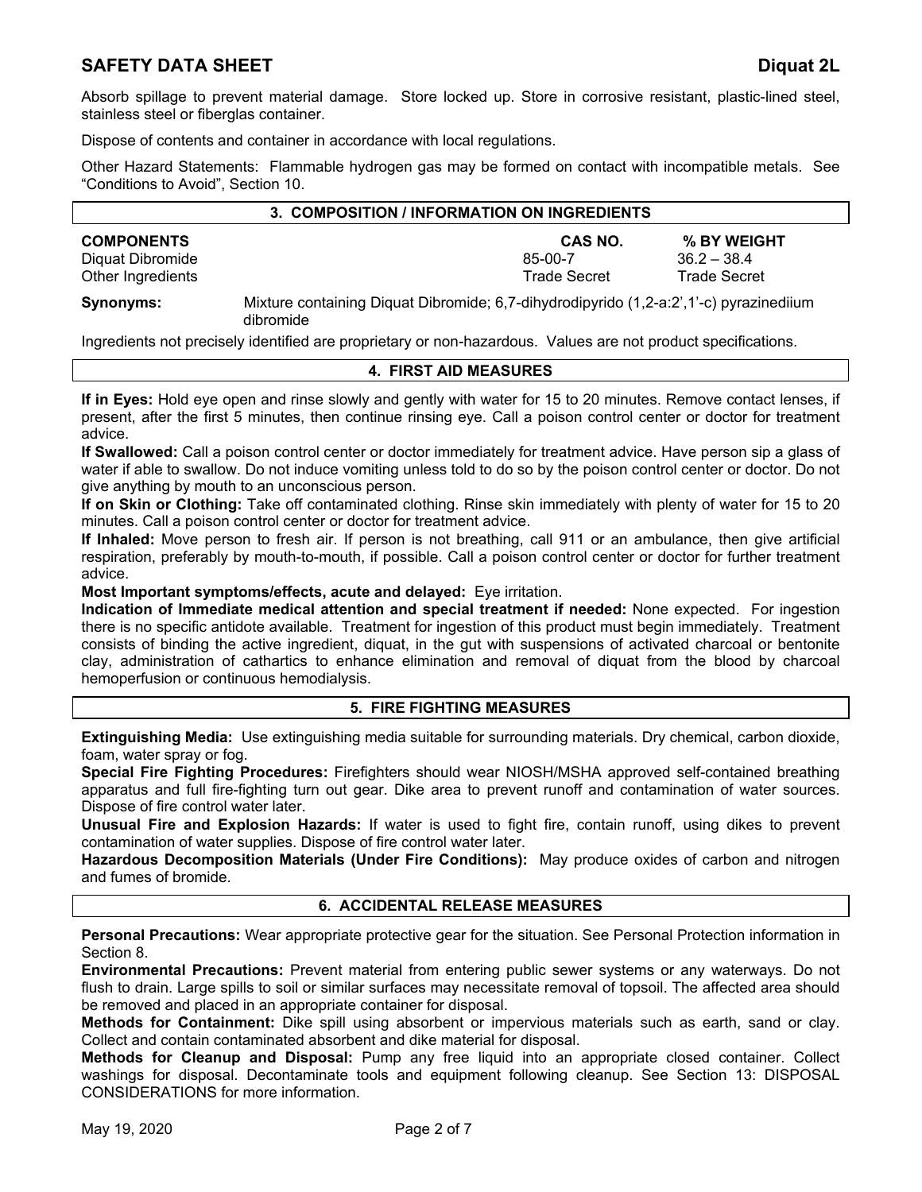Absorb spillage to prevent material damage. Store locked up. Store in corrosive resistant, plastic-lined steel, stainless steel or fiberglas container.

Dispose of contents and container in accordance with local regulations.

Other Hazard Statements: Flammable hydrogen gas may be formed on contact with incompatible metals. See "Conditions to Avoid", Section 10.

## 3. COMPOSITION / INFORMATION ON INGREDIENTS

| COMPONENTS | CAS NO. | % BY WEIGHT |
|---|---|---|
| Diquat Dibromide | 85-00-7 | 36.2 – 38.4 |
| Other Ingredients | Trade Secret | Trade Secret |

**Synonyms:** Mixture containing Diquat Dibromide; 6,7-dihydrodipyrido (1,2-a:2',1'-c) pyrazinediium dibromide

Ingredients not precisely identified are proprietary or non-hazardous. Values are not product specifications.

## 4. FIRST AID MEASURES

**If in Eyes:** Hold eye open and rinse slowly and gently with water for 15 to 20 minutes. Remove contact lenses, if present, after the first 5 minutes, then continue rinsing eye. Call a poison control center or doctor for treatment advice.

**If Swallowed:** Call a poison control center or doctor immediately for treatment advice. Have person sip a glass of water if able to swallow. Do not induce vomiting unless told to do so by the poison control center or doctor. Do not give anything by mouth to an unconscious person.

**If on Skin or Clothing:** Take off contaminated clothing. Rinse skin immediately with plenty of water for 15 to 20 minutes. Call a poison control center or doctor for treatment advice.

**If Inhaled:** Move person to fresh air. If person is not breathing, call 911 or an ambulance, then give artificial respiration, preferably by mouth-to-mouth, if possible. Call a poison control center or doctor for further treatment advice.

**Most Important symptoms/effects, acute and delayed:** Eye irritation.

**Indication of Immediate medical attention and special treatment if needed:** None expected. For ingestion there is no specific antidote available. Treatment for ingestion of this product must begin immediately. Treatment consists of binding the active ingredient, diquat, in the gut with suspensions of activated charcoal or bentonite clay, administration of cathartics to enhance elimination and removal of diquat from the blood by charcoal hemoperfusion or continuous hemodialysis.

## 5. FIRE FIGHTING MEASURES

**Extinguishing Media:** Use extinguishing media suitable for surrounding materials. Dry chemical, carbon dioxide, foam, water spray or fog.

**Special Fire Fighting Procedures:** Firefighters should wear NIOSH/MSHA approved self-contained breathing apparatus and full fire-fighting turn out gear. Dike area to prevent runoff and contamination of water sources. Dispose of fire control water later.

**Unusual Fire and Explosion Hazards:** If water is used to fight fire, contain runoff, using dikes to prevent contamination of water supplies. Dispose of fire control water later.

**Hazardous Decomposition Materials (Under Fire Conditions):** May produce oxides of carbon and nitrogen and fumes of bromide.

## 6. ACCIDENTAL RELEASE MEASURES

**Personal Precautions:** Wear appropriate protective gear for the situation. See Personal Protection information in Section 8.

**Environmental Precautions:** Prevent material from entering public sewer systems or any waterways. Do not flush to drain. Large spills to soil or similar surfaces may necessitate removal of topsoil. The affected area should be removed and placed in an appropriate container for disposal.

**Methods for Containment:** Dike spill using absorbent or impervious materials such as earth, sand or clay. Collect and contain contaminated absorbent and dike material for disposal.

**Methods for Cleanup and Disposal:** Pump any free liquid into an appropriate closed container. Collect washings for disposal. Decontaminate tools and equipment following cleanup. See Section 13: DISPOSAL CONSIDERATIONS for more information.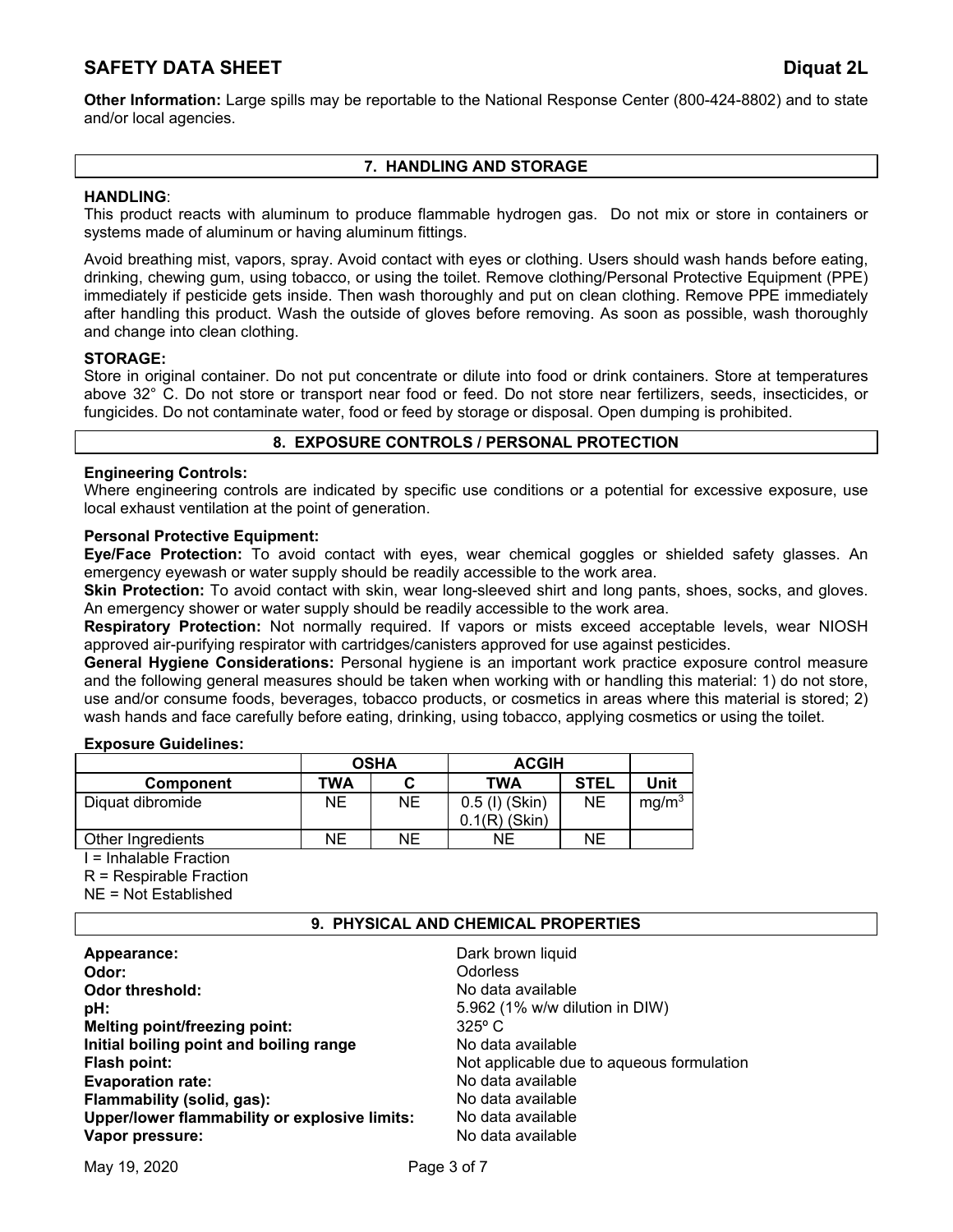**Other Information:** Large spills may be reportable to the National Response Center (800-424-8802) and to state and/or local agencies.

## 7. HANDLING AND STORAGE

**HANDLING**:

This product reacts with aluminum to produce flammable hydrogen gas. Do not mix or store in containers or systems made of aluminum or having aluminum fittings.

Avoid breathing mist, vapors, spray. Avoid contact with eyes or clothing. Users should wash hands before eating, drinking, chewing gum, using tobacco, or using the toilet. Remove clothing/Personal Protective Equipment (PPE) immediately if pesticide gets inside. Then wash thoroughly and put on clean clothing. Remove PPE immediately after handling this product. Wash the outside of gloves before removing. As soon as possible, wash thoroughly and change into clean clothing.

**STORAGE:**

Store in original container. Do not put concentrate or dilute into food or drink containers. Store at temperatures above 32° C. Do not store or transport near food or feed. Do not store near fertilizers, seeds, insecticides, or fungicides. Do not contaminate water, food or feed by storage or disposal. Open dumping is prohibited.

## 8. EXPOSURE CONTROLS / PERSONAL PROTECTION

**Engineering Controls:**

Where engineering controls are indicated by specific use conditions or a potential for excessive exposure, use local exhaust ventilation at the point of generation.

**Personal Protective Equipment:**

**Eye/Face Protection:** To avoid contact with eyes, wear chemical goggles or shielded safety glasses. An emergency eyewash or water supply should be readily accessible to the work area.

**Skin Protection:** To avoid contact with skin, wear long-sleeved shirt and long pants, shoes, socks, and gloves. An emergency shower or water supply should be readily accessible to the work area.

**Respiratory Protection:** Not normally required. If vapors or mists exceed acceptable levels, wear NIOSH approved air-purifying respirator with cartridges/canisters approved for use against pesticides.

**General Hygiene Considerations:** Personal hygiene is an important work practice exposure control measure and the following general measures should be taken when working with or handling this material: 1) do not store, use and/or consume foods, beverages, tobacco products, or cosmetics in areas where this material is stored; 2) wash hands and face carefully before eating, drinking, using tobacco, applying cosmetics or using the toilet.

**Exposure Guidelines:**

| | OSHA | | ACGIH | | |
|---|---|---|---|---|---|
| **Component** | **TWA** | **C** | **TWA** | **STEL** | **Unit** |
| Diquat dibromide | NE | NE | 0.5 (I) (Skin) 0.1(R) (Skin) | NE | $mg/m^3$ |
| Other Ingredients | NE | NE | NE | NE | |

I = Inhalable Fraction

R = Respirable Fraction

NE = Not Established

## 9. PHYSICAL AND CHEMICAL PROPERTIES

**Appearance:** Dark brown liquid
**Odor:** Odorless
**Odor threshold:** No data available
**pH:** 5.962 (1% w/w dilution in DIW)
**Melting point/freezing point:** 325º C
**Initial boiling point and boiling range** No data available
**Flash point:** Not applicable due to aqueous formulation
**Evaporation rate:** No data available
**Flammability (solid, gas):** No data available
**Upper/lower flammability or explosive limits:** No data available
**Vapor pressure:** No data available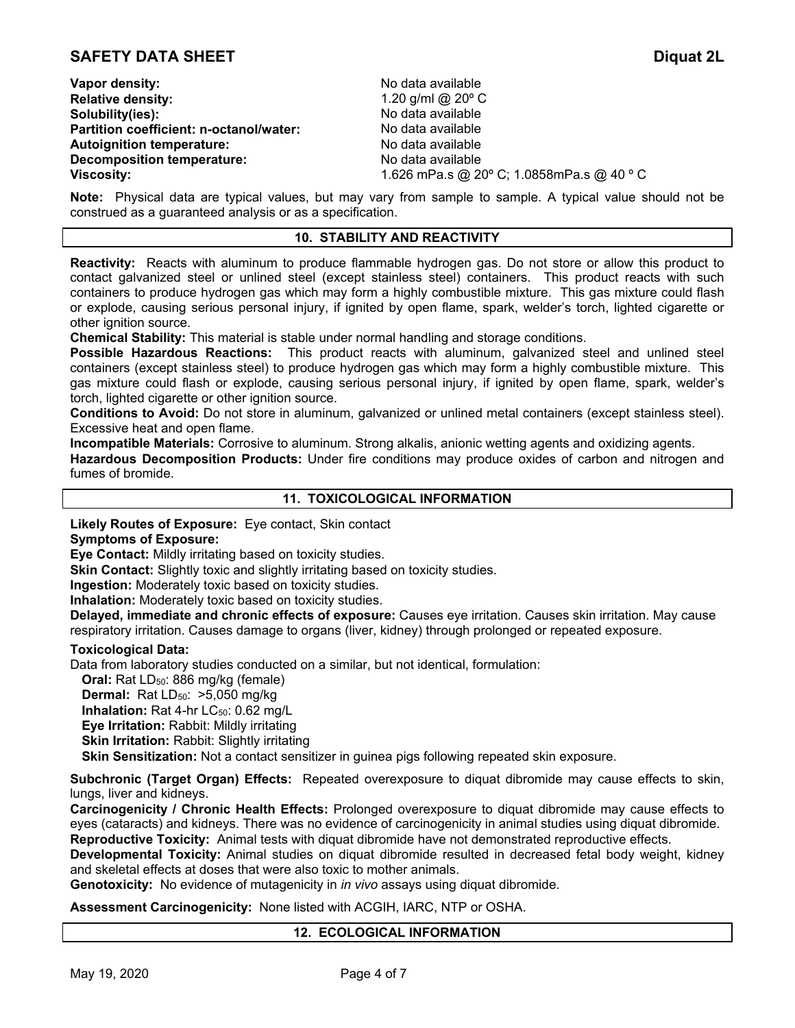**Vapor density:** No data available
**Relative density:** 1.20 g/ml @ 20º C
**Solubility(ies):** No data available
**Partition coefficient: n-octanol/water:** No data available
**Autoignition temperature:** No data available
**Decomposition temperature:** No data available
**Viscosity:** 1.626 mPa.s @ 20º C; 1.0858mPa.s @ 40 º C

**Note:** Physical data are typical values, but may vary from sample to sample. A typical value should not be construed as a guaranteed analysis or as a specification.

## 10. STABILITY AND REACTIVITY

**Reactivity:** Reacts with aluminum to produce flammable hydrogen gas. Do not store or allow this product to contact galvanized steel or unlined steel (except stainless steel) containers. This product reacts with such containers to produce hydrogen gas which may form a highly combustible mixture. This gas mixture could flash or explode, causing serious personal injury, if ignited by open flame, spark, welder's torch, lighted cigarette or other ignition source.

**Chemical Stability:** This material is stable under normal handling and storage conditions.

**Possible Hazardous Reactions:** This product reacts with aluminum, galvanized steel and unlined steel containers (except stainless steel) to produce hydrogen gas which may form a highly combustible mixture. This gas mixture could flash or explode, causing serious personal injury, if ignited by open flame, spark, welder's torch, lighted cigarette or other ignition source.

**Conditions to Avoid:** Do not store in aluminum, galvanized or unlined metal containers (except stainless steel). Excessive heat and open flame.

**Incompatible Materials:** Corrosive to aluminum. Strong alkalis, anionic wetting agents and oxidizing agents.

**Hazardous Decomposition Products:** Under fire conditions may produce oxides of carbon and nitrogen and fumes of bromide.

## 11. TOXICOLOGICAL INFORMATION

**Likely Routes of Exposure:** Eye contact, Skin contact

**Symptoms of Exposure:**

**Eye Contact:** Mildly irritating based on toxicity studies.

**Skin Contact:** Slightly toxic and slightly irritating based on toxicity studies.

**Ingestion:** Moderately toxic based on toxicity studies.

**Inhalation:** Moderately toxic based on toxicity studies.

**Delayed, immediate and chronic effects of exposure:** Causes eye irritation. Causes skin irritation. May cause respiratory irritation. Causes damage to organs (liver, kidney) through prolonged or repeated exposure.

**Toxicological Data:**

Data from laboratory studies conducted on a similar, but not identical, formulation:

- **Oral:** Rat $LD_{50}$: 886 mg/kg (female)
- **Dermal:** Rat $LD_{50}$: >5,050 mg/kg
- **Inhalation:** Rat 4-hr $LC_{50}$: 0.62 mg/L
- **Eye Irritation:** Rabbit: Mildly irritating
- **Skin Irritation:** Rabbit: Slightly irritating
- **Skin Sensitization:** Not a contact sensitizer in guinea pigs following repeated skin exposure.

**Subchronic (Target Organ) Effects:** Repeated overexposure to diquat dibromide may cause effects to skin, lungs, liver and kidneys.

**Carcinogenicity / Chronic Health Effects:** Prolonged overexposure to diquat dibromide may cause effects to eyes (cataracts) and kidneys. There was no evidence of carcinogenicity in animal studies using diquat dibromide.

**Reproductive Toxicity:** Animal tests with diquat dibromide have not demonstrated reproductive effects.

**Developmental Toxicity:** Animal studies on diquat dibromide resulted in decreased fetal body weight, kidney and skeletal effects at doses that were also toxic to mother animals.

**Genotoxicity:** No evidence of mutagenicity in *in vivo* assays using diquat dibromide.

**Assessment Carcinogenicity:** None listed with ACGIH, IARC, NTP or OSHA.

## 12. ECOLOGICAL INFORMATION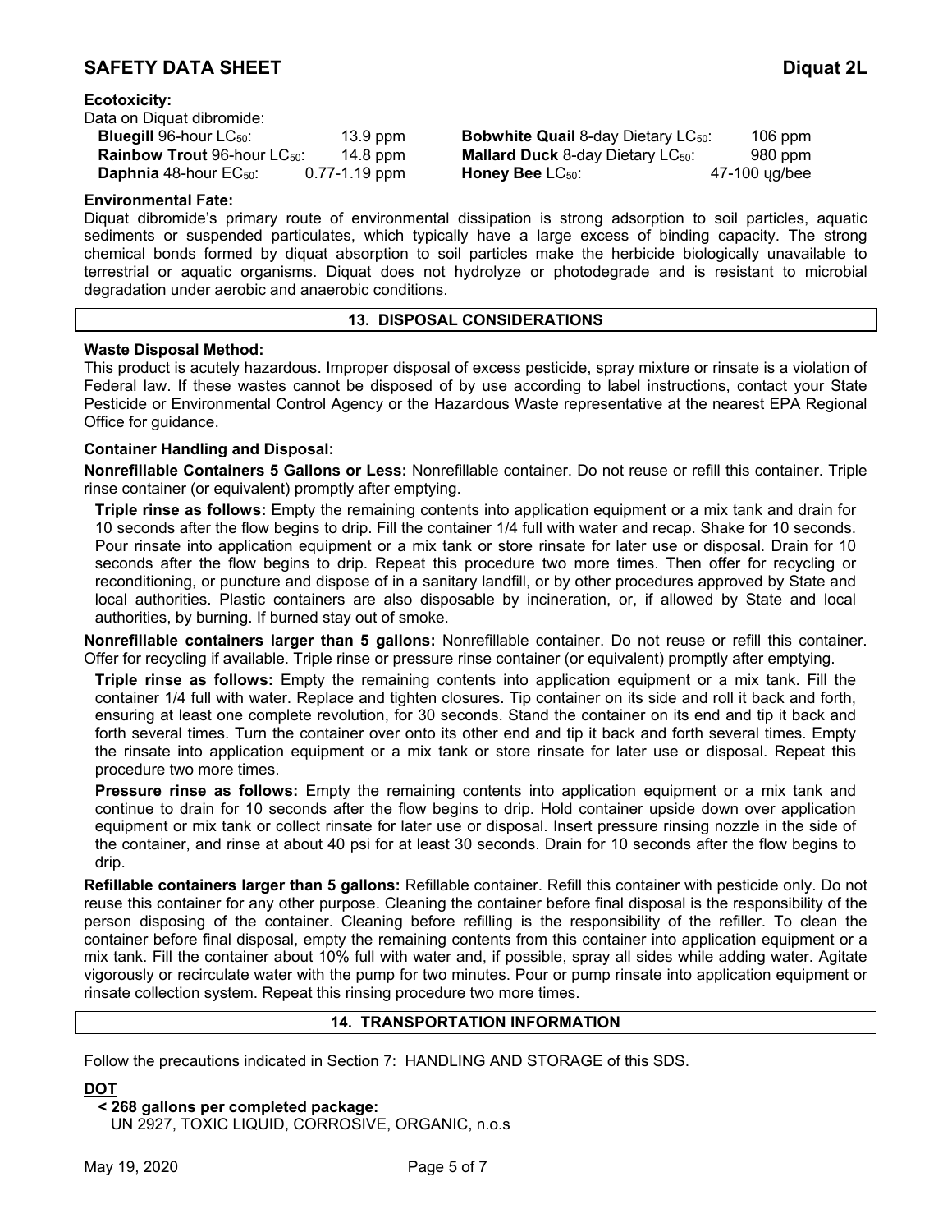**Ecotoxicity:**

Data on Diquat dibromide:

| | | | |
|---|---|---|---|
| **Bluegill** 96-hour $LC_{50}$: | 13.9 ppm | **Bobwhite Quail** 8-day Dietary $LC_{50}$: | 106 ppm |
| **Rainbow Trout** 96-hour $LC_{50}$: | 14.8 ppm | **Mallard Duck** 8-day Dietary $LC_{50}$: | 980 ppm |
| **Daphnia** 48-hour $EC_{50}$: | 0.77-1.19 ppm | **Honey Bee** $LC_{50}$: | 47-100 ųg/bee |

**Environmental Fate:**

Diquat dibromide's primary route of environmental dissipation is strong adsorption to soil particles, aquatic sediments or suspended particulates, which typically have a large excess of binding capacity. The strong chemical bonds formed by diquat absorption to soil particles make the herbicide biologically unavailable to terrestrial or aquatic organisms. Diquat does not hydrolyze or photodegrade and is resistant to microbial degradation under aerobic and anaerobic conditions.

## 13. DISPOSAL CONSIDERATIONS

**Waste Disposal Method:**

This product is acutely hazardous. Improper disposal of excess pesticide, spray mixture or rinsate is a violation of Federal law. If these wastes cannot be disposed of by use according to label instructions, contact your State Pesticide or Environmental Control Agency or the Hazardous Waste representative at the nearest EPA Regional Office for guidance.

**Container Handling and Disposal:**

**Nonrefillable Containers 5 Gallons or Less:** Nonrefillable container. Do not reuse or refill this container. Triple rinse container (or equivalent) promptly after emptying.

**Triple rinse as follows:** Empty the remaining contents into application equipment or a mix tank and drain for 10 seconds after the flow begins to drip. Fill the container 1/4 full with water and recap. Shake for 10 seconds. Pour rinsate into application equipment or a mix tank or store rinsate for later use or disposal. Drain for 10 seconds after the flow begins to drip. Repeat this procedure two more times. Then offer for recycling or reconditioning, or puncture and dispose of in a sanitary landfill, or by other procedures approved by State and local authorities. Plastic containers are also disposable by incineration, or, if allowed by State and local authorities, by burning. If burned stay out of smoke.

**Nonrefillable containers larger than 5 gallons:** Nonrefillable container. Do not reuse or refill this container. Offer for recycling if available. Triple rinse or pressure rinse container (or equivalent) promptly after emptying.

**Triple rinse as follows:** Empty the remaining contents into application equipment or a mix tank. Fill the container 1/4 full with water. Replace and tighten closures. Tip container on its side and roll it back and forth, ensuring at least one complete revolution, for 30 seconds. Stand the container on its end and tip it back and forth several times. Turn the container over onto its other end and tip it back and forth several times. Empty the rinsate into application equipment or a mix tank or store rinsate for later use or disposal. Repeat this procedure two more times.

**Pressure rinse as follows:** Empty the remaining contents into application equipment or a mix tank and continue to drain for 10 seconds after the flow begins to drip. Hold container upside down over application equipment or mix tank or collect rinsate for later use or disposal. Insert pressure rinsing nozzle in the side of the container, and rinse at about 40 psi for at least 30 seconds. Drain for 10 seconds after the flow begins to drip.

**Refillable containers larger than 5 gallons:** Refillable container. Refill this container with pesticide only. Do not reuse this container for any other purpose. Cleaning the container before final disposal is the responsibility of the person disposing of the container. Cleaning before refilling is the responsibility of the refiller. To clean the container before final disposal, empty the remaining contents from this container into application equipment or a mix tank. Fill the container about 10% full with water and, if possible, spray all sides while adding water. Agitate vigorously or recirculate water with the pump for two minutes. Pour or pump rinsate into application equipment or rinsate collection system. Repeat this rinsing procedure two more times.

## 14. TRANSPORTATION INFORMATION

Follow the precautions indicated in Section 7: HANDLING AND STORAGE of this SDS.

**DOT**

**< 268 gallons per completed package:**
UN 2927, TOXIC LIQUID, CORROSIVE, ORGANIC, n.o.s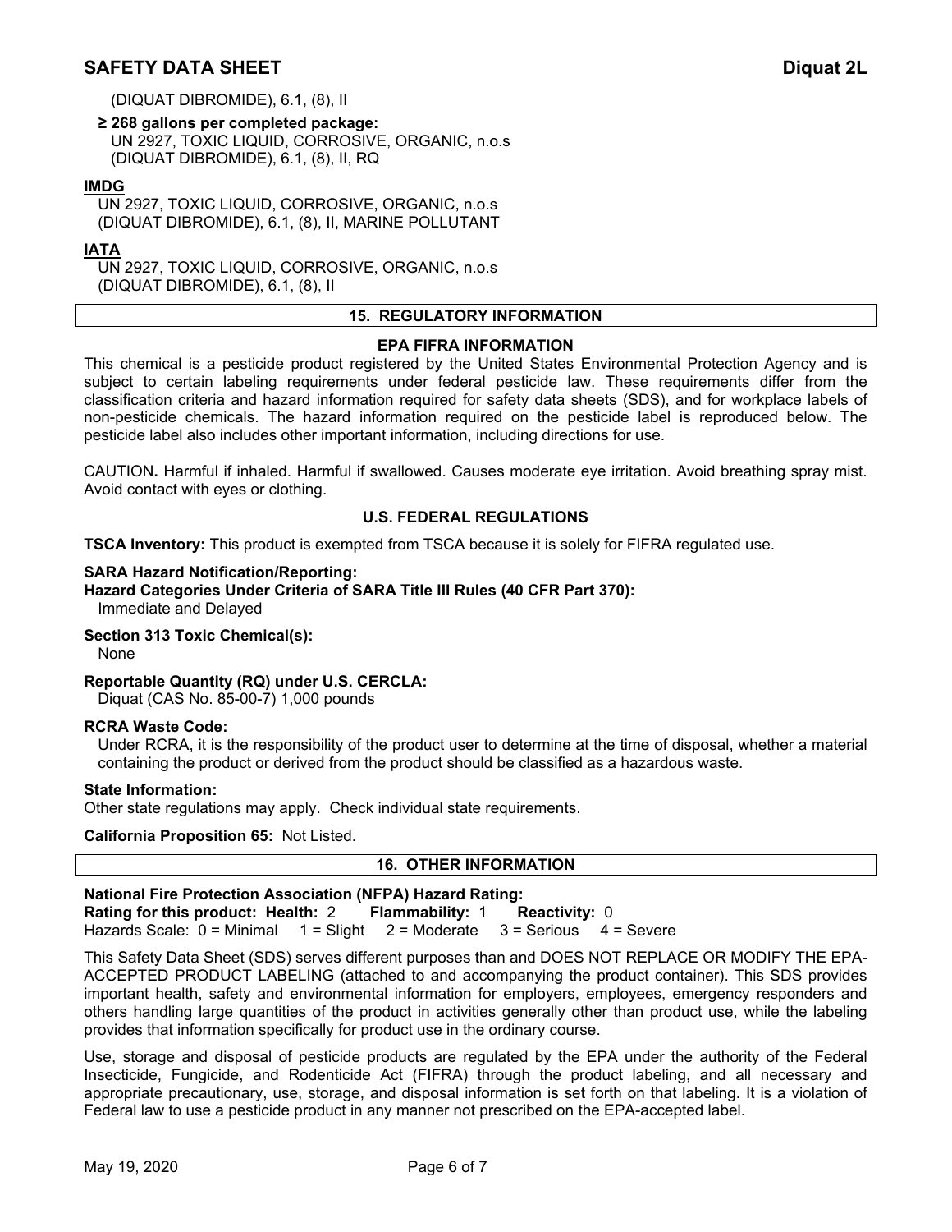(DIQUAT DIBROMIDE), 6.1, (8), II

**≥ 268 gallons per completed package:**
UN 2927, TOXIC LIQUID, CORROSIVE, ORGANIC, n.o.s
(DIQUAT DIBROMIDE), 6.1, (8), II, RQ

**IMDG**
UN 2927, TOXIC LIQUID, CORROSIVE, ORGANIC, n.o.s
(DIQUAT DIBROMIDE), 6.1, (8), II, MARINE POLLUTANT

**IATA**
UN 2927, TOXIC LIQUID, CORROSIVE, ORGANIC, n.o.s
(DIQUAT DIBROMIDE), 6.1, (8), II

## 15. REGULATORY INFORMATION

### EPA FIFRA INFORMATION

This chemical is a pesticide product registered by the United States Environmental Protection Agency and is subject to certain labeling requirements under federal pesticide law. These requirements differ from the classification criteria and hazard information required for safety data sheets (SDS), and for workplace labels of non-pesticide chemicals. The hazard information required on the pesticide label is reproduced below. The pesticide label also includes other important information, including directions for use.

CAUTION**.** Harmful if inhaled. Harmful if swallowed. Causes moderate eye irritation. Avoid breathing spray mist. Avoid contact with eyes or clothing.

### U.S. FEDERAL REGULATIONS

**TSCA Inventory:** This product is exempted from TSCA because it is solely for FIFRA regulated use.

**SARA Hazard Notification/Reporting:**
**Hazard Categories Under Criteria of SARA Title III Rules (40 CFR Part 370):**
Immediate and Delayed

**Section 313 Toxic Chemical(s):**
None

**Reportable Quantity (RQ) under U.S. CERCLA:**
Diquat (CAS No. 85-00-7) 1,000 pounds

**RCRA Waste Code:**
Under RCRA, it is the responsibility of the product user to determine at the time of disposal, whether a material containing the product or derived from the product should be classified as a hazardous waste.

**State Information:**
Other state regulations may apply. Check individual state requirements.

**California Proposition 65:** Not Listed.

## 16. OTHER INFORMATION

**National Fire Protection Association (NFPA) Hazard Rating:**
**Rating for this product: Health:** 2 **Flammability:** 1 **Reactivity:** 0
Hazards Scale: 0 = Minimal 1 = Slight 2 = Moderate 3 = Serious 4 = Severe

This Safety Data Sheet (SDS) serves different purposes than and DOES NOT REPLACE OR MODIFY THE EPA-ACCEPTED PRODUCT LABELING (attached to and accompanying the product container). This SDS provides important health, safety and environmental information for employers, employees, emergency responders and others handling large quantities of the product in activities generally other than product use, while the labeling provides that information specifically for product use in the ordinary course.

Use, storage and disposal of pesticide products are regulated by the EPA under the authority of the Federal Insecticide, Fungicide, and Rodenticide Act (FIFRA) through the product labeling, and all necessary and appropriate precautionary, use, storage, and disposal information is set forth on that labeling. It is a violation of Federal law to use a pesticide product in any manner not prescribed on the EPA-accepted label.

May 19, 2020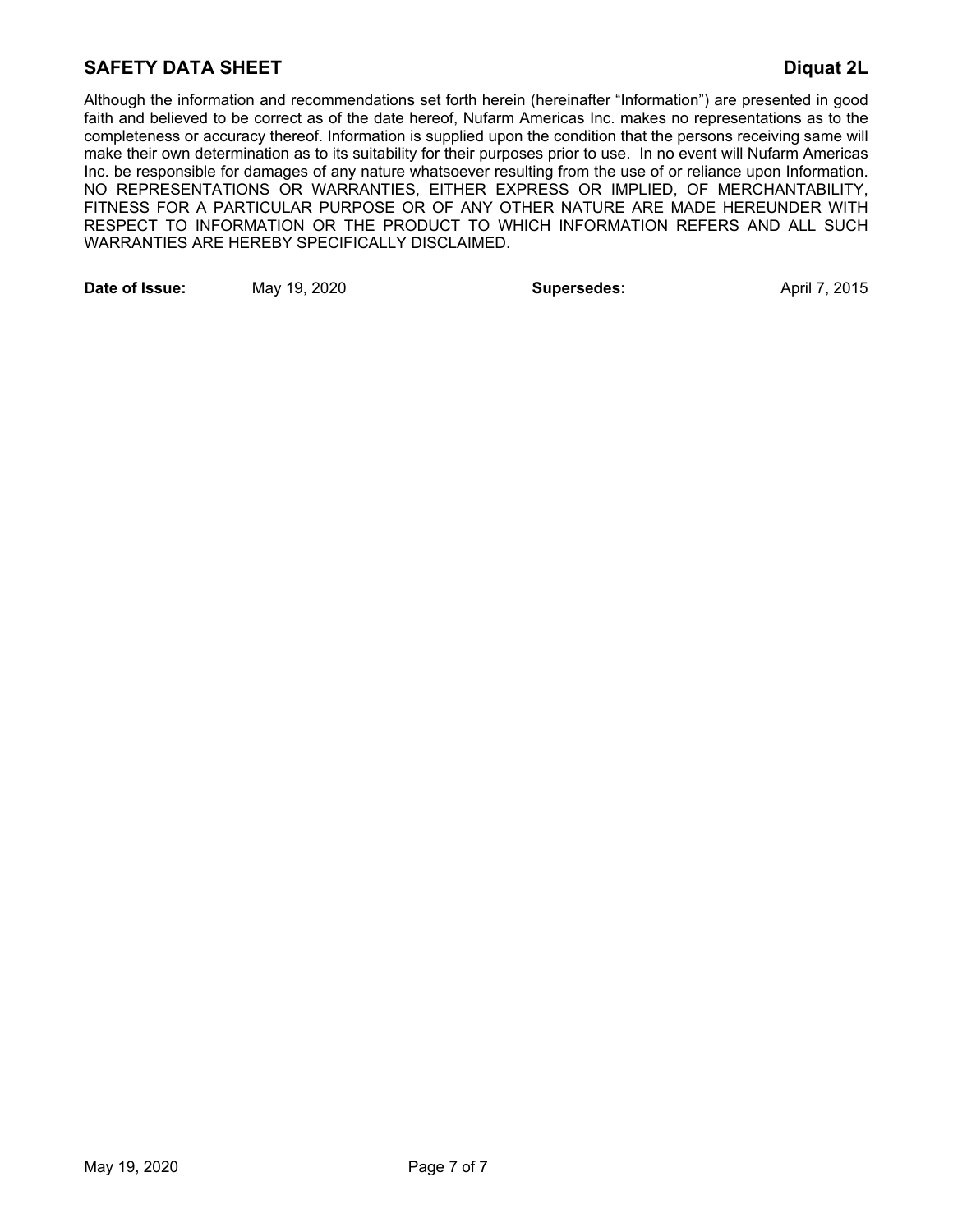Although the information and recommendations set forth herein (hereinafter "Information") are presented in good faith and believed to be correct as of the date hereof, Nufarm Americas Inc. makes no representations as to the completeness or accuracy thereof. Information is supplied upon the condition that the persons receiving same will make their own determination as to its suitability for their purposes prior to use. In no event will Nufarm Americas Inc. be responsible for damages of any nature whatsoever resulting from the use of or reliance upon Information. NO REPRESENTATIONS OR WARRANTIES, EITHER EXPRESS OR IMPLIED, OF MERCHANTABILITY, FITNESS FOR A PARTICULAR PURPOSE OR OF ANY OTHER NATURE ARE MADE HEREUNDER WITH RESPECT TO INFORMATION OR THE PRODUCT TO WHICH INFORMATION REFERS AND ALL SUCH WARRANTIES ARE HEREBY SPECIFICALLY DISCLAIMED.

**Date of Issue:** May 19, 2020 **Supersedes:** April 7, 2015